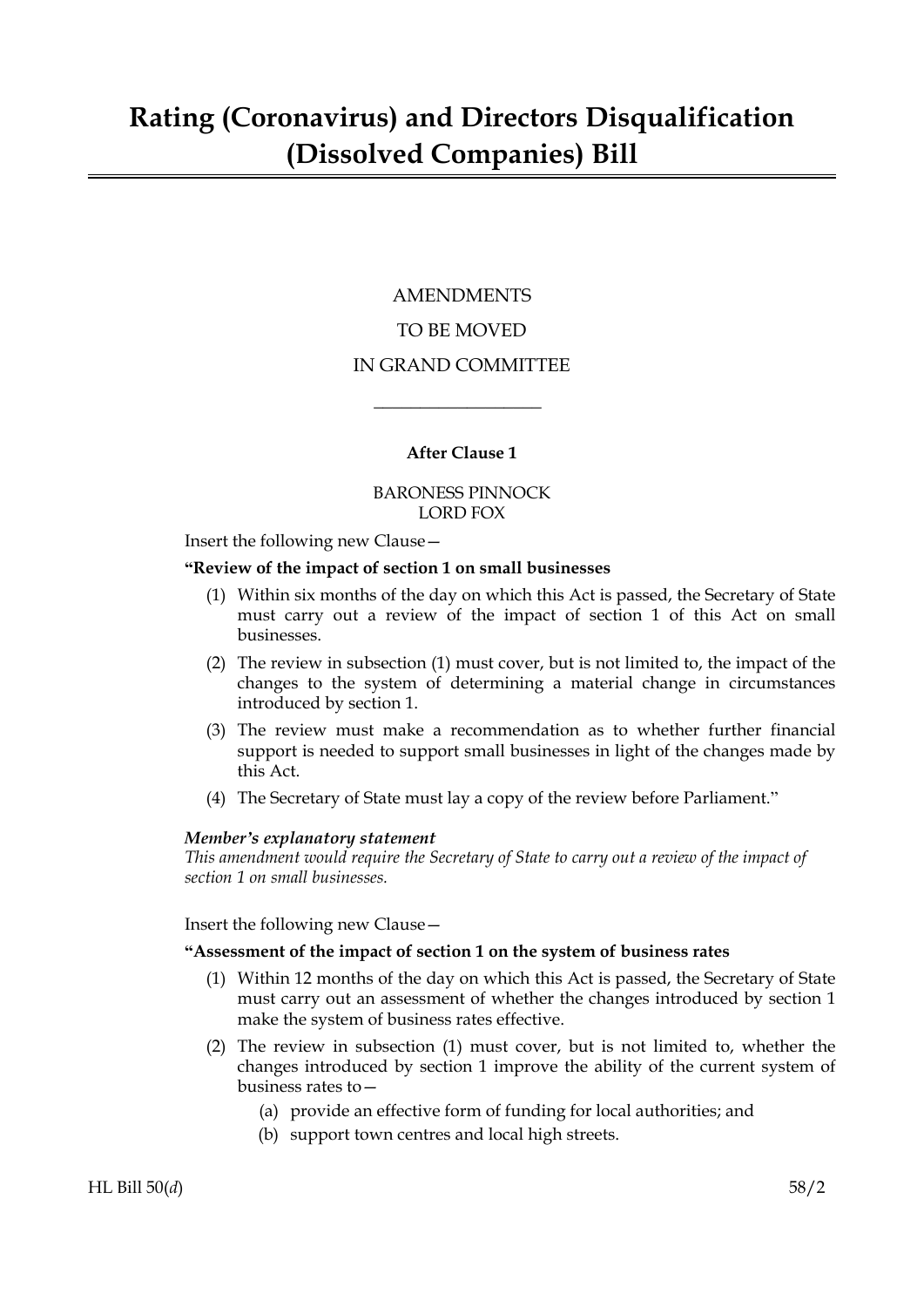# Rating (Coronavirus) and Directors Disqualification (Dissolved Companies) Bill

AMENDMENTS

TO BE MOVED

IN GRAND COMMITTEE

---

**After Clause 1**

BARONESS PINNOCK
LORD FOX

Insert the following new Clause—

**"Review of the impact of section 1 on small businesses**

(1) Within six months of the day on which this Act is passed, the Secretary of State must carry out a review of the impact of section 1 of this Act on small businesses.

(2) The review in subsection (1) must cover, but is not limited to, the impact of the changes to the system of determining a material change in circumstances introduced by section 1.

(3) The review must make a recommendation as to whether further financial support is needed to support small businesses in light of the changes made by this Act.

(4) The Secretary of State must lay a copy of the review before Parliament."

***Member's explanatory statement***

*This amendment would require the Secretary of State to carry out a review of the impact of section 1 on small businesses.*

Insert the following new Clause—

**"Assessment of the impact of section 1 on the system of business rates**

(1) Within 12 months of the day on which this Act is passed, the Secretary of State must carry out an assessment of whether the changes introduced by section 1 make the system of business rates effective.

(2) The review in subsection (1) must cover, but is not limited to, whether the changes introduced by section 1 improve the ability of the current system of business rates to—

(a) provide an effective form of funding for local authorities; and

(b) support town centres and local high streets.

HL Bill 50(*d*) 58/2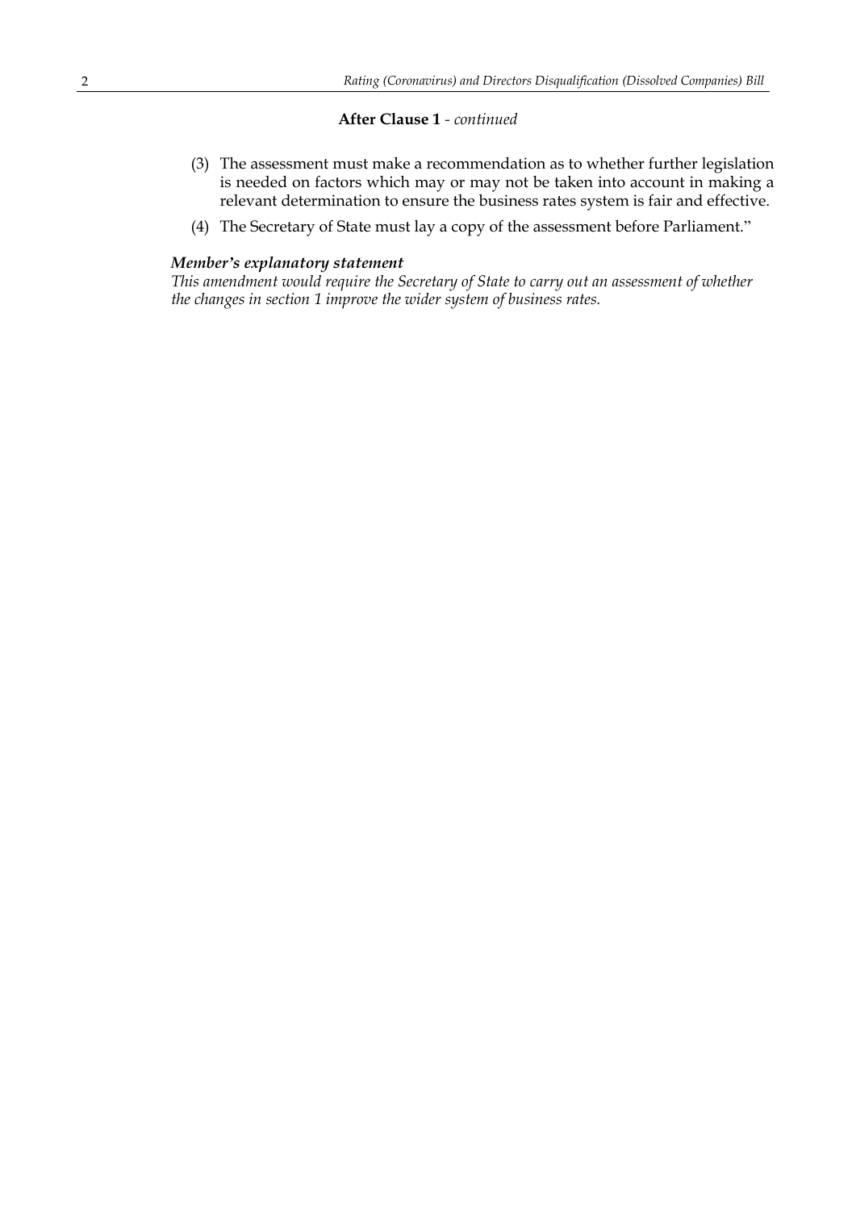**After Clause 1** - *continued*

(3) The assessment must make a recommendation as to whether further legislation is needed on factors which may or may not be taken into account in making a relevant determination to ensure the business rates system is fair and effective.

(4) The Secretary of State must lay a copy of the assessment before Parliament."

***Member's explanatory statement***

*This amendment would require the Secretary of State to carry out an assessment of whether the changes in section 1 improve the wider system of business rates.*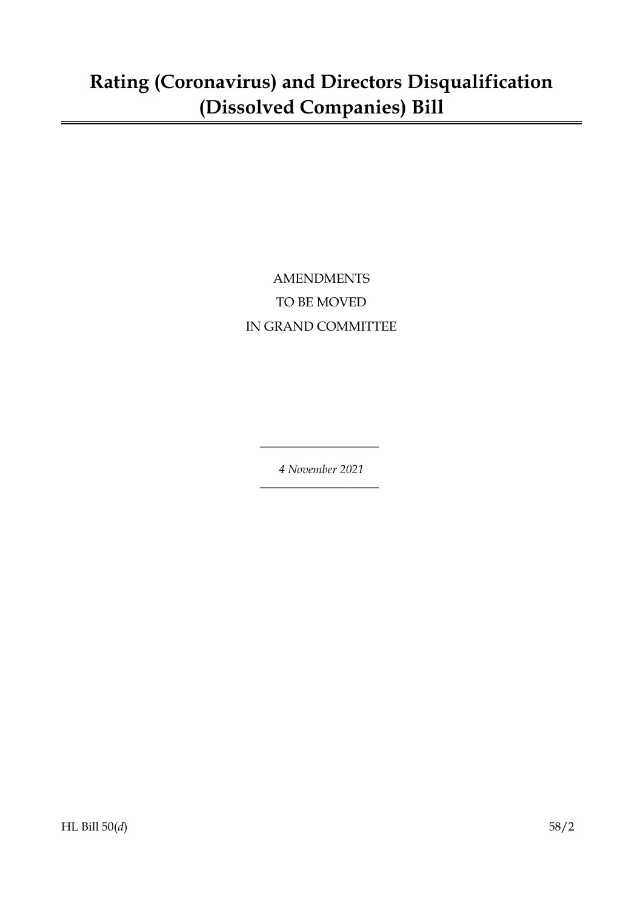# Rating (Coronavirus) and Directors Disqualification (Dissolved Companies) Bill

AMENDMENTS

TO BE MOVED

IN GRAND COMMITTEE

---

*4 November 2021*

---

HL Bill 50(*d*) 58/2